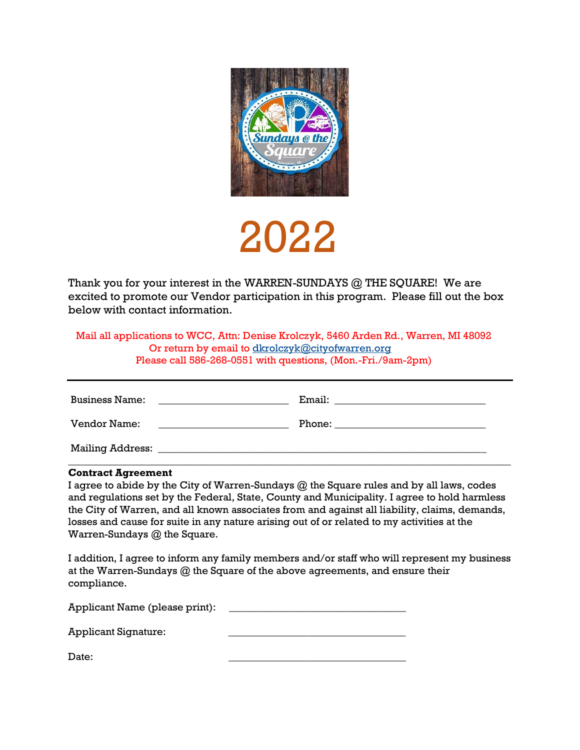# 2022

Thank you for your interest in the WARREN-SUNDAYS @ THE SQUARE! We are excited to promote our Vendor participation in this program. Please fill out the box below with contact information.

Mail all applications to WCC, Attn: Denise Krolczyk, 5460 Arden Rd., Warren, MI 48092
Or return by email to dkrolczyk@cityofwarren.org
Please call 586-268-0551 with questions, (Mon.-Fri./9am-2pm)

---

Business Name: ________________________ Email: ____________________________

Vendor Name: ________________________ Phone: ____________________________

Mailing Address: ______________________________________________________________

---

**Contract Agreement**

I agree to abide by the City of Warren-Sundays @ the Square rules and by all laws, codes and regulations set by the Federal, State, County and Municipality. I agree to hold harmless the City of Warren, and all known associates from and against all liability, claims, demands, losses and cause for suite in any nature arising out of or related to my activities at the Warren-Sundays @ the Square.

I addition, I agree to inform any family members and/or staff who will represent my business at the Warren-Sundays @ the Square of the above agreements, and ensure their compliance.

Applicant Name (please print): ________________________________

Applicant Signature: ________________________________

Date: ________________________________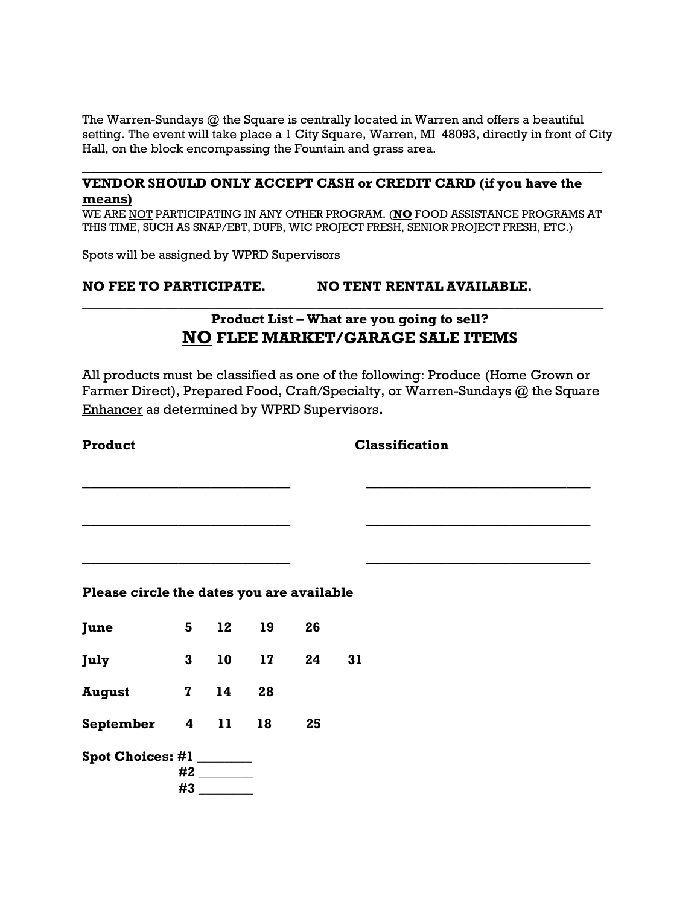The Warren-Sundays @ the Square is centrally located in Warren and offers a beautiful setting. The event will take place a 1 City Square, Warren, MI 48093, directly in front of City Hall, on the block encompassing the Fountain and grass area.

---

**VENDOR SHOULD ONLY ACCEPT <u>CASH or CREDIT CARD (if you have the means)</u>**

WE ARE <u>NOT</u> PARTICIPATING IN ANY OTHER PROGRAM. (**<u>NO</u>** FOOD ASSISTANCE PROGRAMS AT THIS TIME, SUCH AS SNAP/EBT, DUFB, WIC PROJECT FRESH, SENIOR PROJECT FRESH, ETC.)

Spots will be assigned by WPRD Supervisors

**NO FEE TO PARTICIPATE.** **NO TENT RENTAL AVAILABLE.**

---

**Product List – What are you going to sell?**

## <u>NO</u> FLEE MARKET/GARAGE SALE ITEMS

All products must be classified as one of the following: Produce (Home Grown or Farmer Direct), Prepared Food, Craft/Specialty, or Warren-Sundays @ the Square <u>Enhancer</u> as determined by WPRD Supervisors.

| Product | Classification |
| --- | --- |
| ______________________ | ______________________ |
| ______________________ | ______________________ |
| ______________________ | ______________________ |

**Please circle the dates you are available**

| | | | | | |
| --- | --- | --- | --- | --- | --- |
| **June** | **5** | **12** | **19** | **26** | |
| **July** | **3** | **10** | **17** | **24** | **31** |
| **August** | **7** | **14** | **28** | | |
| **September** | **4** | **11** | **18** | **25** | |

**Spot Choices: #1** ________

**#2** ________

**#3** ________